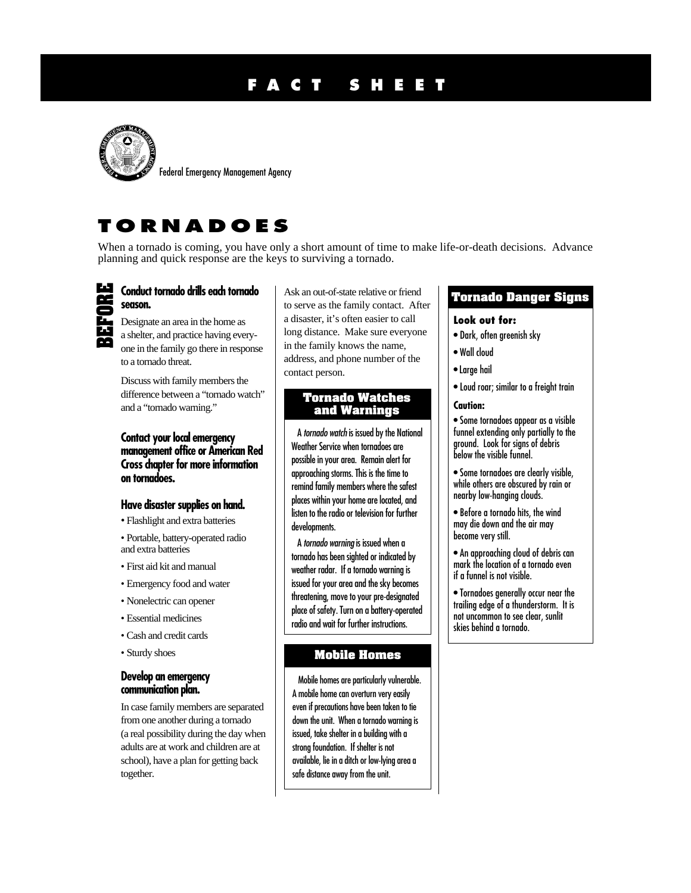# FACT SHEET

Federal Emergency Management Agency

# TORNADOES

When a tornado is coming, you have only a short amount of time to make life-or-death decisions. Advance planning and quick response are the keys to surviving a tornado.

## BEFORE

### Conduct tornado drills each tornado season.

Designate an area in the home as a shelter, and practice having everyone in the family go there in response to a tornado threat.

Discuss with family members the difference between a "tornado watch" and a "tornado warning."

### Contact your local emergency management office or American Red Cross chapter for more information on tornadoes.

### Have disaster supplies on hand.

- Flashlight and extra batteries
- Portable, battery-operated radio and extra batteries
- First aid kit and manual
- Emergency food and water
- Nonelectric can opener
- Essential medicines
- Cash and credit cards
- Sturdy shoes

### Develop an emergency communication plan.

In case family members are separated from one another during a tornado (a real possibility during the day when adults are at work and children are at school), have a plan for getting back together.

Ask an out-of-state relative or friend to serve as the family contact. After a disaster, it's often easier to call long distance. Make sure everyone in the family knows the name, address, and phone number of the contact person.

### Tornado Watches and Warnings

A *tornado watch* is issued by the National Weather Service when tornadoes are possible in your area. Remain alert for approaching storms. This is the time to remind family members where the safest places within your home are located, and listen to the radio or television for further developments.

A *tornado warning* is issued when a tornado has been sighted or indicated by weather radar. If a tornado warning is issued for your area and the sky becomes threatening, move to your pre-designated place of safety. Turn on a battery-operated radio and wait for further instructions.

### Mobile Homes

Mobile homes are particularly vulnerable. A mobile home can overturn very easily even if precautions have been taken to tie down the unit. When a tornado warning is issued, take shelter in a building with a strong foundation. If shelter is not available, lie in a ditch or low-lying area a safe distance away from the unit.

### Tornado Danger Signs

**Look out for:**

- Dark, often greenish sky
- Wall cloud
- Large hail
- Loud roar; similar to a freight train

**Caution:**

- Some tornadoes appear as a visible funnel extending only partially to the ground. Look for signs of debris below the visible funnel.
- Some tornadoes are clearly visible, while others are obscured by rain or nearby low-hanging clouds.
- Before a tornado hits, the wind may die down and the air may become very still.
- An approaching cloud of debris can mark the location of a tornado even if a funnel is not visible.
- Tornadoes generally occur near the trailing edge of a thunderstorm. It is not uncommon to see clear, sunlit skies behind a tornado.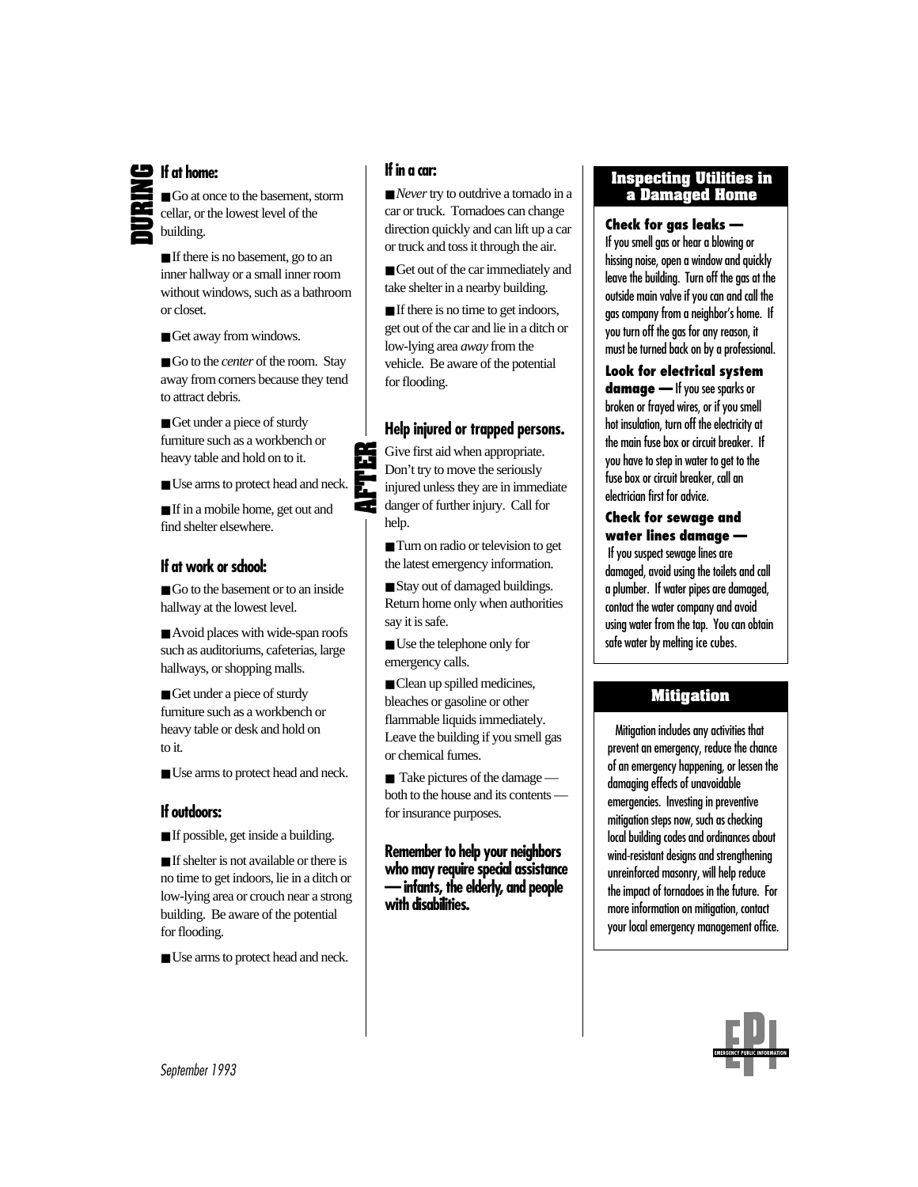## DURING

### If at home:

- Go at once to the basement, storm cellar, or the lowest level of the building.
- If there is no basement, go to an inner hallway or a small inner room without windows, such as a bathroom or closet.
- Get away from windows.
- Go to the *center* of the room. Stay away from corners because they tend to attract debris.
- Get under a piece of sturdy furniture such as a workbench or heavy table and hold on to it.
- Use arms to protect head and neck.
- If in a mobile home, get out and find shelter elsewhere.

### If at work or school:

- Go to the basement or to an inside hallway at the lowest level.
- Avoid places with wide-span roofs such as auditoriums, cafeterias, large hallways, or shopping malls.
- Get under a piece of sturdy furniture such as a workbench or heavy table or desk and hold on to it.
- Use arms to protect head and neck.

### If outdoors:

- If possible, get inside a building.
- If shelter is not available or there is no time to get indoors, lie in a ditch or low-lying area or crouch near a strong building. Be aware of the potential for flooding.
- Use arms to protect head and neck.

### If in a car:

- *Never* try to outdrive a tornado in a car or truck. Tornadoes can change direction quickly and can lift up a car or truck and toss it through the air.
- Get out of the car immediately and take shelter in a nearby building.
- If there is no time to get indoors, get out of the car and lie in a ditch or low-lying area *away* from the vehicle. Be aware of the potential for flooding.

## AFTER

### Help injured or trapped persons.

Give first aid when appropriate. Don't try to move the seriously injured unless they are in immediate danger of further injury. Call for help.

- Turn on radio or television to get the latest emergency information.
- Stay out of damaged buildings. Return home only when authorities say it is safe.
- Use the telephone only for emergency calls.
- Clean up spilled medicines, bleaches or gasoline or other flammable liquids immediately. Leave the building if you smell gas or chemical fumes.
- Take pictures of the damage — both to the house and its contents — for insurance purposes.

**Remember to help your neighbors who may require special assistance — infants, the elderly, and people with disabilities.**

## Inspecting Utilities in a Damaged Home

**Check for gas leaks —** If you smell gas or hear a blowing or hissing noise, open a window and quickly leave the building. Turn off the gas at the outside main valve if you can and call the gas company from a neighbor's home. If you turn off the gas for any reason, it must be turned back on by a professional.

**Look for electrical system damage —** If you see sparks or broken or frayed wires, or if you smell hot insulation, turn off the electricity at the main fuse box or circuit breaker. If you have to step in water to get to the fuse box or circuit breaker, call an electrician first for advice.

**Check for sewage and water lines damage —** If you suspect sewage lines are damaged, avoid using the toilets and call a plumber. If water pipes are damaged, contact the water company and avoid using water from the tap. You can obtain safe water by melting ice cubes.

## Mitigation

Mitigation includes any activities that prevent an emergency, reduce the chance of an emergency happening, or lessen the damaging effects of unavoidable emergencies. Investing in preventive mitigation steps now, such as checking local building codes and ordinances about wind-resistant designs and strengthening unreinforced masonry, will help reduce the impact of tornadoes in the future. For more information on mitigation, contact your local emergency management office.

September 1993

EPI — EMERGENCY PUBLIC INFORMATION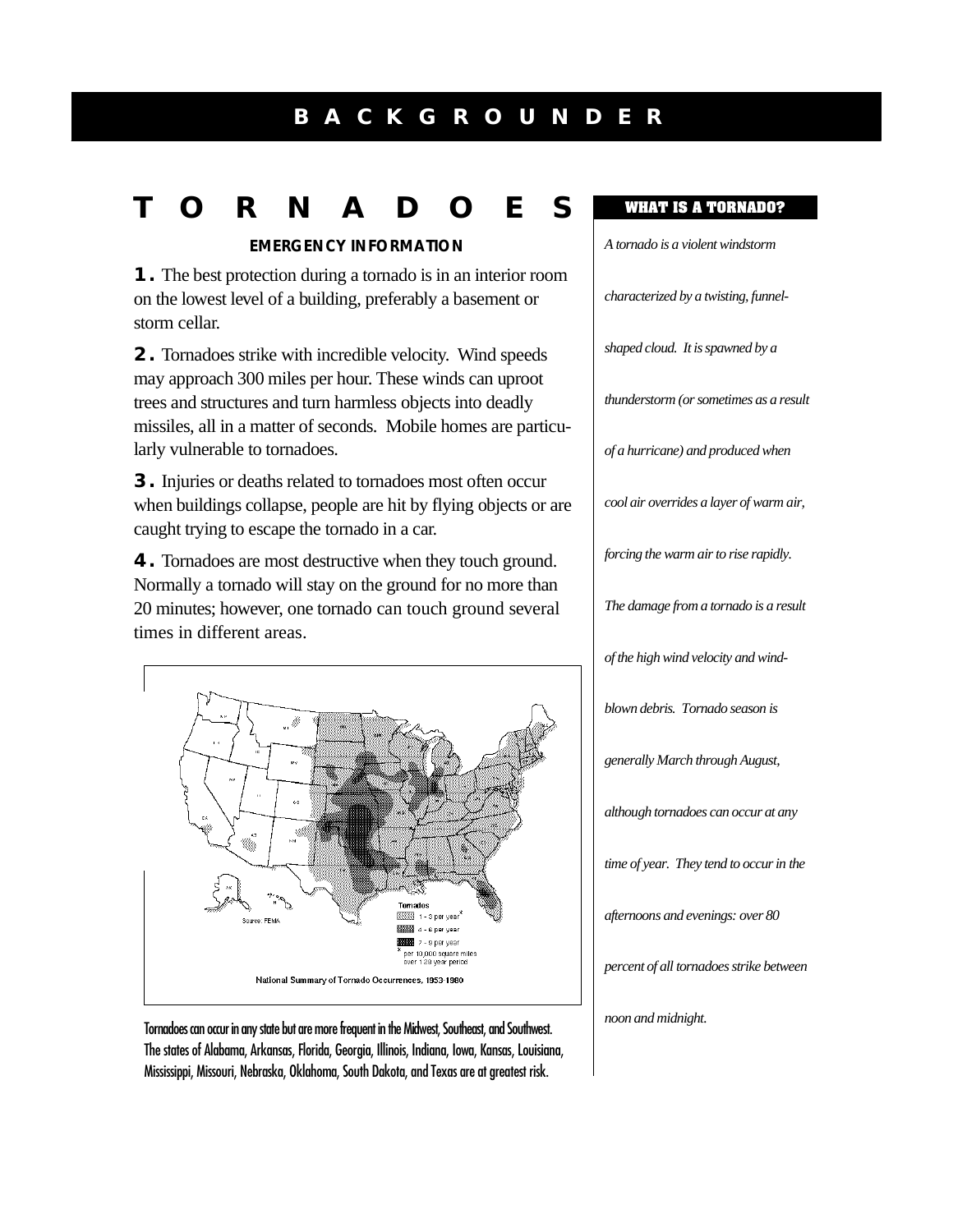# TORNADOES

### EMERGENCY INFORMATION

**1.** The best protection during a tornado is in an interior room on the lowest level of a building, preferably a basement or storm cellar.

**2.** Tornadoes strike with incredible velocity. Wind speeds may approach 300 miles per hour. These winds can uproot trees and structures and turn harmless objects into deadly missiles, all in a matter of seconds. Mobile homes are particularly vulnerable to tornadoes.

**3.** Injuries or deaths related to tornadoes most often occur when buildings collapse, people are hit by flying objects or are caught trying to escape the tornado in a car.

**4.** Tornadoes are most destructive when they touch ground. Normally a tornado will stay on the ground for no more than 20 minutes; however, one tornado can touch ground several times in different areas.

Source: FEMA

Tornados

1 - 3 per year*

4 - 6 per year

7 - 9 per year

* per 10,000 square miles over 1 28 year period

National Summary of Tornado Occurrences, 1953-1980

Tornadoes can occur in any state but are more frequent in the Midwest, Southeast, and Southwest. The states of Alabama, Arkansas, Florida, Georgia, Illinois, Indiana, Iowa, Kansas, Louisiana, Mississippi, Missouri, Nebraska, Oklahoma, South Dakota, and Texas are at greatest risk.

### WHAT IS A TORNADO?

*A tornado is a violent windstorm characterized by a twisting, funnel-shaped cloud. It is spawned by a thunderstorm (or sometimes as a result of a hurricane) and produced when cool air overrides a layer of warm air, forcing the warm air to rise rapidly. The damage from a tornado is a result of the high wind velocity and wind-blown debris. Tornado season is generally March through August, although tornadoes can occur at any time of year. They tend to occur in the afternoons and evenings: over 80 percent of all tornadoes strike between noon and midnight.*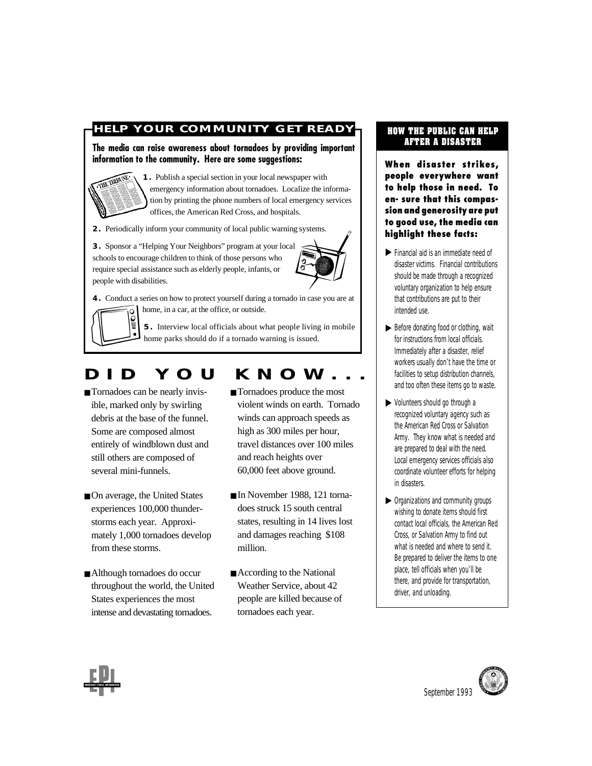## HELP YOUR COMMUNITY GET READY

**The media can raise awareness about tornadoes by providing important information to the community. Here are some suggestions:**

**1.** Publish a special section in your local newspaper with emergency information about tornadoes. Localize the information by printing the phone numbers of local emergency services offices, the American Red Cross, and hospitals.

**2.** Periodically inform your community of local public warning systems.

**3.** Sponsor a "Helping Your Neighbors" program at your local schools to encourage children to think of those persons who require special assistance such as elderly people, infants, or people with disabilities.

**4.** Conduct a series on how to protect yourself during a tornado in case you are at home, in a car, at the office, or outside.

**5.** Interview local officials about what people living in mobile home parks should do if a tornado warning is issued.

# DID YOU KNOW...

- Tornadoes can be nearly invisible, marked only by swirling debris at the base of the funnel. Some are composed almost entirely of windblown dust and still others are composed of several mini-funnels.
- On average, the United States experiences 100,000 thunderstorms each year. Approximately 1,000 tornadoes develop from these storms.
- Although tornadoes do occur throughout the world, the United States experiences the most intense and devastating tornadoes.
- Tornadoes produce the most violent winds on earth. Tornado winds can approach speeds as high as 300 miles per hour, travel distances over 100 miles and reach heights over 60,000 feet above ground.
- In November 1988, 121 tornadoes struck 15 south central states, resulting in 14 lives lost and damages reaching $108 million.
- According to the National Weather Service, about 42 people are killed because of tornadoes each year.

## HOW THE PUBLIC CAN HELP AFTER A DISASTER

**When disaster strikes, people everywhere want to help those in need. To en- sure that this compassion and generosity are put to good use, the media can highlight these facts:**

- Financial aid is an immediate need of disaster victims. Financial contributions should be made through a recognized voluntary organization to help ensure that contributions are put to their intended use.
- Before donating food or clothing, wait for instructions from local officials. Immediately after a disaster, relief workers usually don't have the time or facilities to setup distribution channels, and too often these items go to waste.
- Volunteers should go through a recognized voluntary agency such as the American Red Cross or Salvation Army. They know what is needed and are prepared to deal with the need. Local emergency services officials also coordinate volunteer efforts for helping in disasters.
- Organizations and community groups wishing to donate items should first contact local officials, the American Red Cross, or Salvation Army to find out what is needed and where to send it. Be prepared to deliver the items to one place, tell officials when you'll be there, and provide for transportation, driver, and unloading.

September 1993